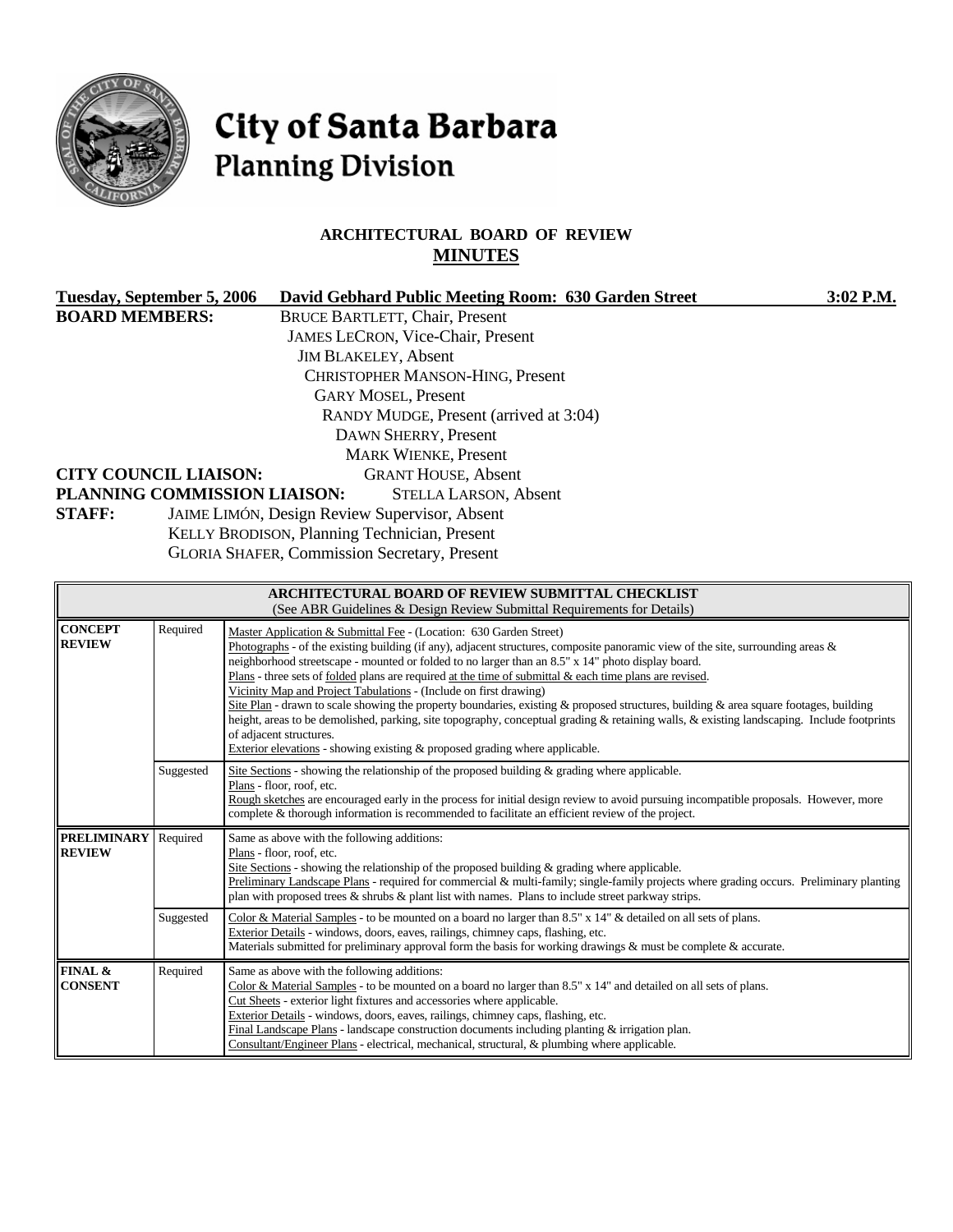# City of Santa Barbara
## Planning Division

### ARCHITECTURAL BOARD OF REVIEW
### MINUTES

**Tuesday, September 5, 2006** **David Gebhard Public Meeting Room: 630 Garden Street** **3:02 P.M.**

**BOARD MEMBERS:**
BRUCE BARTLETT, Chair, Present
JAMES LECRON, Vice-Chair, Present
JIM BLAKELEY, Absent
CHRISTOPHER MANSON-HING, Present
GARY MOSEL, Present
RANDY MUDGE, Present (arrived at 3:04)
DAWN SHERRY, Present
MARK WIENKE, Present

**CITY COUNCIL LIAISON:** GRANT HOUSE, Absent

**PLANNING COMMISSION LIAISON:** STELLA LARSON, Absent

**STAFF:**
JAIME LIMÓN, Design Review Supervisor, Absent
KELLY BRODISON, Planning Technician, Present
GLORIA SHAFER, Commission Secretary, Present

| ARCHITECTURAL BOARD OF REVIEW SUBMITTAL CHECKLIST (See ABR Guidelines & Design Review Submittal Requirements for Details) | | |
|---|---|---|
| **CONCEPT REVIEW** | Required | Master Application & Submittal Fee - (Location: 630 Garden Street)<br>Photographs - of the existing building (if any), adjacent structures, composite panoramic view of the site, surrounding areas & neighborhood streetscape - mounted or folded to no larger than an 8.5" x 14" photo display board.<br>Plans - three sets of folded plans are required at the time of submittal & each time plans are revised.<br>Vicinity Map and Project Tabulations - (Include on first drawing)<br>Site Plan - drawn to scale showing the property boundaries, existing & proposed structures, building & area square footages, building height, areas to be demolished, parking, site topography, conceptual grading & retaining walls, & existing landscaping. Include footprints of adjacent structures.<br>Exterior elevations - showing existing & proposed grading where applicable. |
| | Suggested | Site Sections - showing the relationship of the proposed building & grading where applicable.<br>Plans - floor, roof, etc.<br>Rough sketches are encouraged early in the process for initial design review to avoid pursuing incompatible proposals. However, more complete & thorough information is recommended to facilitate an efficient review of the project. |
| **PRELIMINARY REVIEW** | Required | Same as above with the following additions:<br>Plans - floor, roof, etc.<br>Site Sections - showing the relationship of the proposed building & grading where applicable.<br>Preliminary Landscape Plans - required for commercial & multi-family; single-family projects where grading occurs. Preliminary planting plan with proposed trees & shrubs & plant list with names. Plans to include street parkway strips. |
| | Suggested | Color & Material Samples - to be mounted on a board no larger than 8.5" x 14" & detailed on all sets of plans.<br>Exterior Details - windows, doors, eaves, railings, chimney caps, flashing, etc.<br>Materials submitted for preliminary approval form the basis for working drawings & must be complete & accurate. |
| **FINAL & CONSENT** | Required | Same as above with the following additions:<br>Color & Material Samples - to be mounted on a board no larger than 8.5" x 14" and detailed on all sets of plans.<br>Cut Sheets - exterior light fixtures and accessories where applicable.<br>Exterior Details - windows, doors, eaves, railings, chimney caps, flashing, etc.<br>Final Landscape Plans - landscape construction documents including planting & irrigation plan.<br>Consultant/Engineer Plans - electrical, mechanical, structural, & plumbing where applicable. |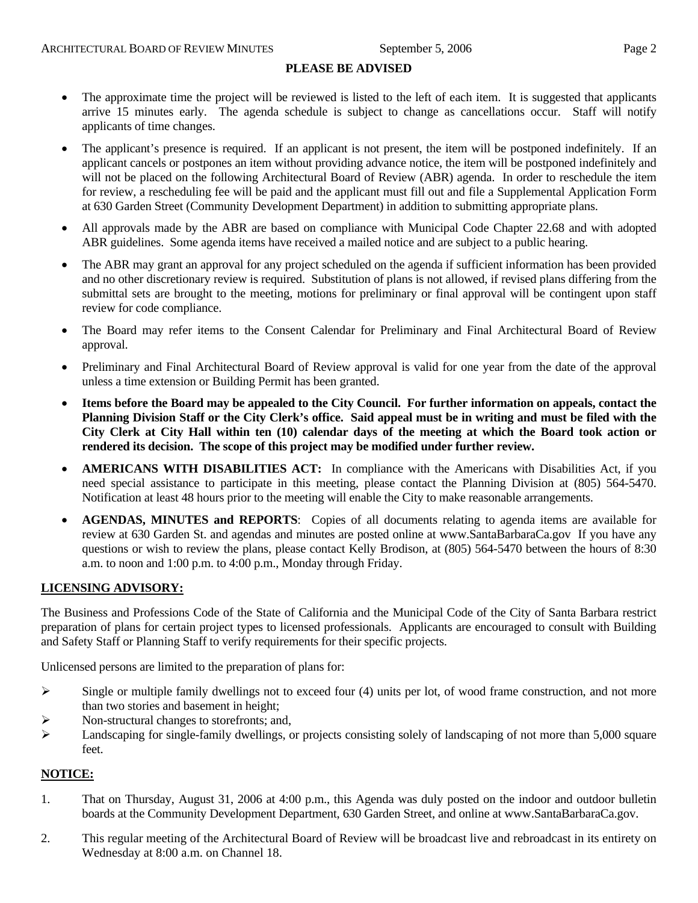## PLEASE BE ADVISED

- The approximate time the project will be reviewed is listed to the left of each item. It is suggested that applicants arrive 15 minutes early. The agenda schedule is subject to change as cancellations occur. Staff will notify applicants of time changes.
- The applicant's presence is required. If an applicant is not present, the item will be postponed indefinitely. If an applicant cancels or postpones an item without providing advance notice, the item will be postponed indefinitely and will not be placed on the following Architectural Board of Review (ABR) agenda. In order to reschedule the item for review, a rescheduling fee will be paid and the applicant must fill out and file a Supplemental Application Form at 630 Garden Street (Community Development Department) in addition to submitting appropriate plans.
- All approvals made by the ABR are based on compliance with Municipal Code Chapter 22.68 and with adopted ABR guidelines. Some agenda items have received a mailed notice and are subject to a public hearing.
- The ABR may grant an approval for any project scheduled on the agenda if sufficient information has been provided and no other discretionary review is required. Substitution of plans is not allowed, if revised plans differing from the submittal sets are brought to the meeting, motions for preliminary or final approval will be contingent upon staff review for code compliance.
- The Board may refer items to the Consent Calendar for Preliminary and Final Architectural Board of Review approval.
- Preliminary and Final Architectural Board of Review approval is valid for one year from the date of the approval unless a time extension or Building Permit has been granted.
- **Items before the Board may be appealed to the City Council. For further information on appeals, contact the Planning Division Staff or the City Clerk's office. Said appeal must be in writing and must be filed with the City Clerk at City Hall within ten (10) calendar days of the meeting at which the Board took action or rendered its decision. The scope of this project may be modified under further review.**
- **AMERICANS WITH DISABILITIES ACT:** In compliance with the Americans with Disabilities Act, if you need special assistance to participate in this meeting, please contact the Planning Division at (805) 564-5470. Notification at least 48 hours prior to the meeting will enable the City to make reasonable arrangements.
- **AGENDAS, MINUTES and REPORTS**: Copies of all documents relating to agenda items are available for review at 630 Garden St. and agendas and minutes are posted online at www.SantaBarbaraCa.gov If you have any questions or wish to review the plans, please contact Kelly Brodison, at (805) 564-5470 between the hours of 8:30 a.m. to noon and 1:00 p.m. to 4:00 p.m., Monday through Friday.

## LICENSING ADVISORY:

The Business and Professions Code of the State of California and the Municipal Code of the City of Santa Barbara restrict preparation of plans for certain project types to licensed professionals. Applicants are encouraged to consult with Building and Safety Staff or Planning Staff to verify requirements for their specific projects.

Unlicensed persons are limited to the preparation of plans for:

- Single or multiple family dwellings not to exceed four (4) units per lot, of wood frame construction, and not more than two stories and basement in height;
- Non-structural changes to storefronts; and,
- Landscaping for single-family dwellings, or projects consisting solely of landscaping of not more than 5,000 square feet.

## NOTICE:

1. That on Thursday, August 31, 2006 at 4:00 p.m., this Agenda was duly posted on the indoor and outdoor bulletin boards at the Community Development Department, 630 Garden Street, and online at www.SantaBarbaraCa.gov.
2. This regular meeting of the Architectural Board of Review will be broadcast live and rebroadcast in its entirety on Wednesday at 8:00 a.m. on Channel 18.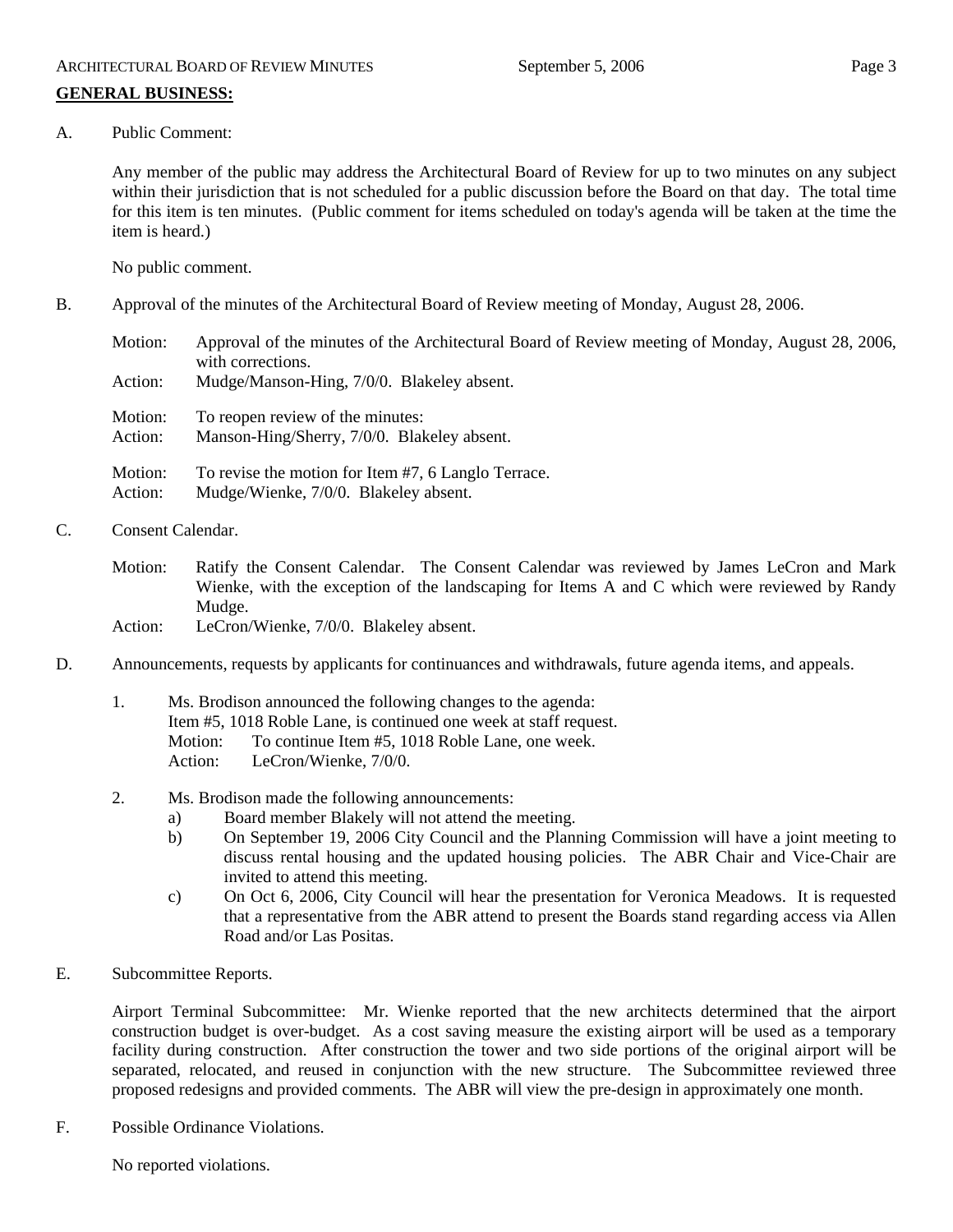## GENERAL BUSINESS:

A. Public Comment:

Any member of the public may address the Architectural Board of Review for up to two minutes on any subject within their jurisdiction that is not scheduled for a public discussion before the Board on that day. The total time for this item is ten minutes. (Public comment for items scheduled on today's agenda will be taken at the time the item is heard.)

No public comment.

B. Approval of the minutes of the Architectural Board of Review meeting of Monday, August 28, 2006.

Motion: Approval of the minutes of the Architectural Board of Review meeting of Monday, August 28, 2006, with corrections.
Action: Mudge/Manson-Hing, 7/0/0. Blakeley absent.

Motion: To reopen review of the minutes:
Action: Manson-Hing/Sherry, 7/0/0. Blakeley absent.

Motion: To revise the motion for Item #7, 6 Langlo Terrace.
Action: Mudge/Wienke, 7/0/0. Blakeley absent.

C. Consent Calendar.

Motion: Ratify the Consent Calendar. The Consent Calendar was reviewed by James LeCron and Mark Wienke, with the exception of the landscaping for Items A and C which were reviewed by Randy Mudge.
Action: LeCron/Wienke, 7/0/0. Blakeley absent.

D. Announcements, requests by applicants for continuances and withdrawals, future agenda items, and appeals.

1. Ms. Brodison announced the following changes to the agenda:
   Item #5, 1018 Roble Lane, is continued one week at staff request.
   Motion: To continue Item #5, 1018 Roble Lane, one week.
   Action: LeCron/Wienke, 7/0/0.

2. Ms. Brodison made the following announcements:
   a) Board member Blakely will not attend the meeting.
   b) On September 19, 2006 City Council and the Planning Commission will have a joint meeting to discuss rental housing and the updated housing policies. The ABR Chair and Vice-Chair are invited to attend this meeting.
   c) On Oct 6, 2006, City Council will hear the presentation for Veronica Meadows. It is requested that a representative from the ABR attend to present the Boards stand regarding access via Allen Road and/or Las Positas.

E. Subcommittee Reports.

Airport Terminal Subcommittee: Mr. Wienke reported that the new architects determined that the airport construction budget is over-budget. As a cost saving measure the existing airport will be used as a temporary facility during construction. After construction the tower and two side portions of the original airport will be separated, relocated, and reused in conjunction with the new structure. The Subcommittee reviewed three proposed redesigns and provided comments. The ABR will view the pre-design in approximately one month.

F. Possible Ordinance Violations.

No reported violations.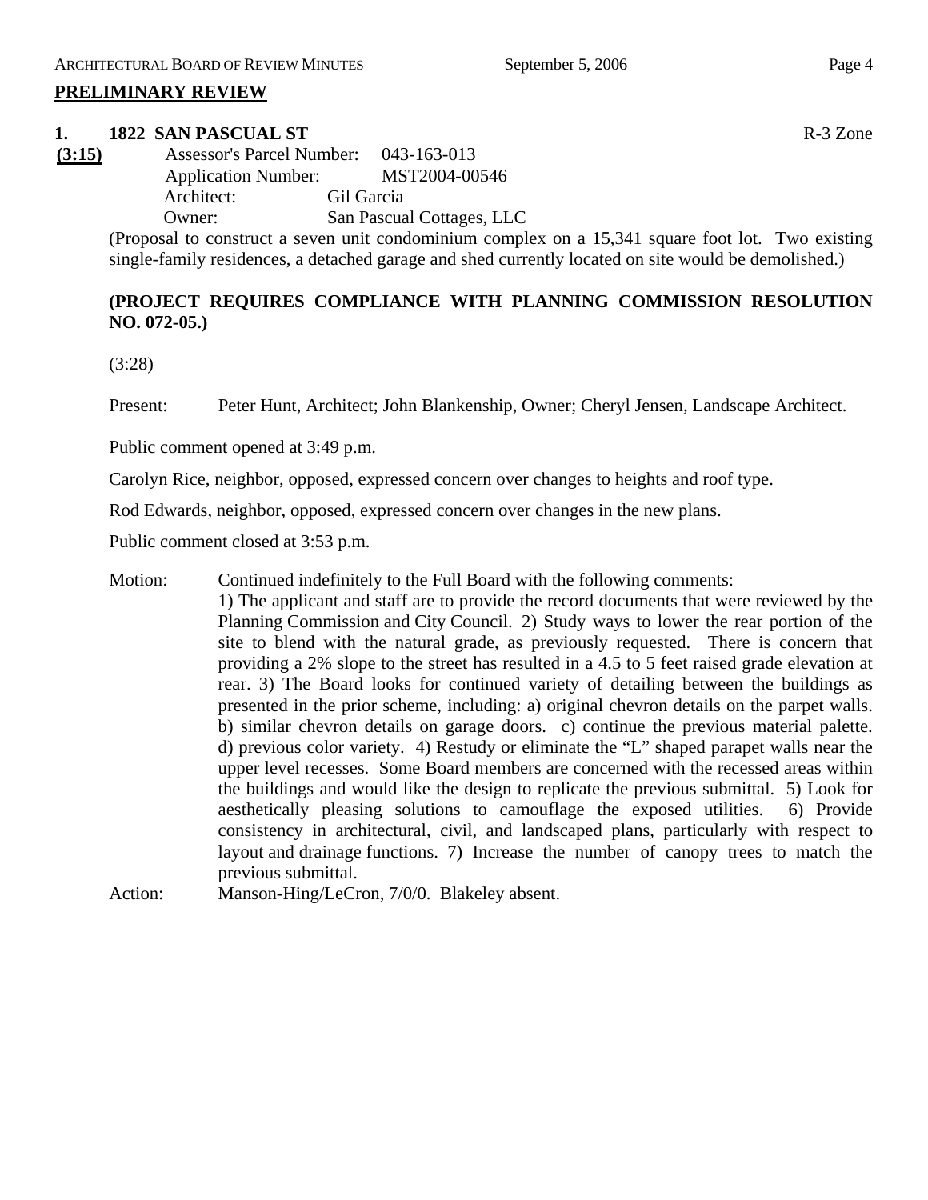## PRELIMINARY REVIEW

**1. 1822 SAN PASCUAL ST** R-3 Zone

**(3:15)**

Assessor's Parcel Number: 043-163-013
Application Number: MST2004-00546
Architect: Gil Garcia
Owner: San Pascual Cottages, LLC

(Proposal to construct a seven unit condominium complex on a 15,341 square foot lot. Two existing single-family residences, a detached garage and shed currently located on site would be demolished.)

**(PROJECT REQUIRES COMPLIANCE WITH PLANNING COMMISSION RESOLUTION NO. 072-05.)**

(3:28)

Present: Peter Hunt, Architect; John Blankenship, Owner; Cheryl Jensen, Landscape Architect.

Public comment opened at 3:49 p.m.

Carolyn Rice, neighbor, opposed, expressed concern over changes to heights and roof type.

Rod Edwards, neighbor, opposed, expressed concern over changes in the new plans.

Public comment closed at 3:53 p.m.

Motion: Continued indefinitely to the Full Board with the following comments:
1) The applicant and staff are to provide the record documents that were reviewed by the Planning Commission and City Council. 2) Study ways to lower the rear portion of the site to blend with the natural grade, as previously requested. There is concern that providing a 2% slope to the street has resulted in a 4.5 to 5 feet raised grade elevation at rear. 3) The Board looks for continued variety of detailing between the buildings as presented in the prior scheme, including: a) original chevron details on the parpet walls. b) similar chevron details on garage doors. c) continue the previous material palette. d) previous color variety. 4) Restudy or eliminate the "L" shaped parapet walls near the upper level recesses. Some Board members are concerned with the recessed areas within the buildings and would like the design to replicate the previous submittal. 5) Look for aesthetically pleasing solutions to camouflage the exposed utilities. 6) Provide consistency in architectural, civil, and landscaped plans, particularly with respect to layout and drainage functions. 7) Increase the number of canopy trees to match the previous submittal.

Action: Manson-Hing/LeCron, 7/0/0. Blakeley absent.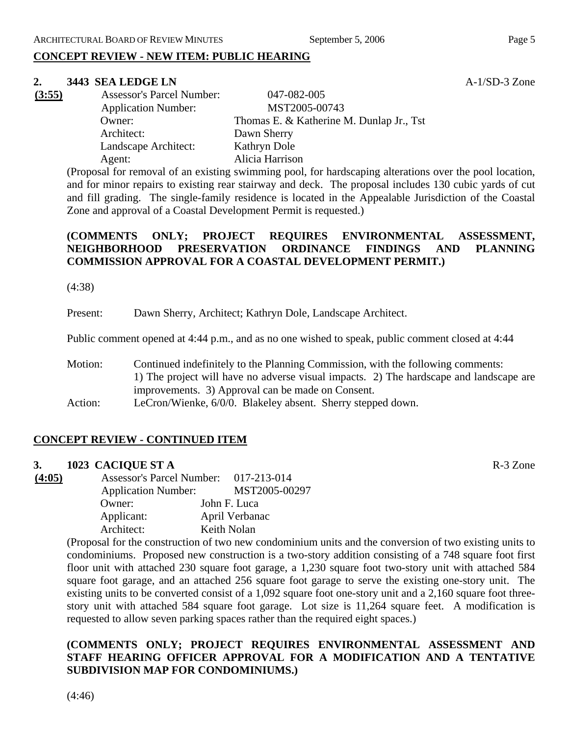## CONCEPT REVIEW - NEW ITEM: PUBLIC HEARING

**2. 3443 SEA LEDGE LN** A-1/SD-3 Zone

**(3:55)**

| | |
|---|---|
| Assessor's Parcel Number: | 047-082-005 |
| Application Number: | MST2005-00743 |
| Owner: | Thomas E. & Katherine M. Dunlap Jr., Tst |
| Architect: | Dawn Sherry |
| Landscape Architect: | Kathryn Dole |
| Agent: | Alicia Harrison |

(Proposal for removal of an existing swimming pool, for hardscaping alterations over the pool location, and for minor repairs to existing rear stairway and deck. The proposal includes 130 cubic yards of cut and fill grading. The single-family residence is located in the Appealable Jurisdiction of the Coastal Zone and approval of a Coastal Development Permit is requested.)

**(COMMENTS ONLY; PROJECT REQUIRES ENVIRONMENTAL ASSESSMENT, NEIGHBORHOOD PRESERVATION ORDINANCE FINDINGS AND PLANNING COMMISSION APPROVAL FOR A COASTAL DEVELOPMENT PERMIT.)**

(4:38)

Present: Dawn Sherry, Architect; Kathryn Dole, Landscape Architect.

Public comment opened at 4:44 p.m., and as no one wished to speak, public comment closed at 4:44

Motion: Continued indefinitely to the Planning Commission, with the following comments: 1) The project will have no adverse visual impacts. 2) The hardscape and landscape are improvements. 3) Approval can be made on Consent.

Action: LeCron/Wienke, 6/0/0. Blakeley absent. Sherry stepped down.

## CONCEPT REVIEW - CONTINUED ITEM

**3. 1023 CACIQUE ST A** R-3 Zone

**(4:05)**

| | |
|---|---|
| Assessor's Parcel Number: | 017-213-014 |
| Application Number: | MST2005-00297 |
| Owner: | John F. Luca |
| Applicant: | April Verbanac |
| Architect: | Keith Nolan |

(Proposal for the construction of two new condominium units and the conversion of two existing units to condominiums. Proposed new construction is a two-story addition consisting of a 748 square foot first floor unit with attached 230 square foot garage, a 1,230 square foot two-story unit with attached 584 square foot garage, and an attached 256 square foot garage to serve the existing one-story unit. The existing units to be converted consist of a 1,092 square foot one-story unit and a 2,160 square foot three-story unit with attached 584 square foot garage. Lot size is 11,264 square feet. A modification is requested to allow seven parking spaces rather than the required eight spaces.)

**(COMMENTS ONLY; PROJECT REQUIRES ENVIRONMENTAL ASSESSMENT AND STAFF HEARING OFFICER APPROVAL FOR A MODIFICATION AND A TENTATIVE SUBDIVISION MAP FOR CONDOMINIUMS.)**

(4:46)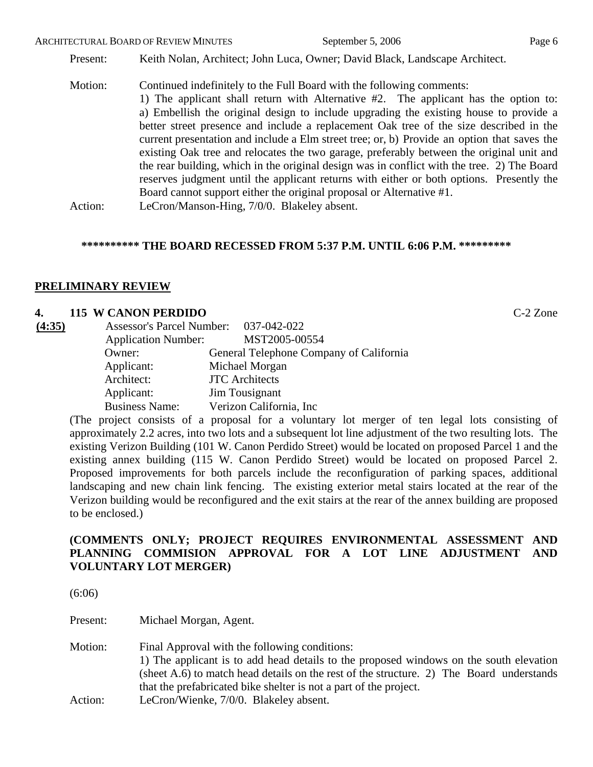Present: Keith Nolan, Architect; John Luca, Owner; David Black, Landscape Architect.

Motion: Continued indefinitely to the Full Board with the following comments:
1) The applicant shall return with Alternative #2. The applicant has the option to: a) Embellish the original design to include upgrading the existing house to provide a better street presence and include a replacement Oak tree of the size described in the current presentation and include a Elm street tree; or, b) Provide an option that saves the existing Oak tree and relocates the two garage, preferably between the original unit and the rear building, which in the original design was in conflict with the tree. 2) The Board reserves judgment until the applicant returns with either or both options. Presently the Board cannot support either the original proposal or Alternative #1.

Action: LeCron/Manson-Hing, 7/0/0. Blakeley absent.

**********\* THE BOARD RECESSED FROM 5:37 P.M. UNTIL 6:06 P.M. \*********

## PRELIMINARY REVIEW

### 4. 115 W CANON PERDIDO — C-2 Zone

**(4:35)**

Assessor's Parcel Number: 037-042-022
Application Number: MST2005-00554
Owner: General Telephone Company of California
Applicant: Michael Morgan
Architect: JTC Architects
Applicant: Jim Tousignant
Business Name: Verizon California, Inc

(The project consists of a proposal for a voluntary lot merger of ten legal lots consisting of approximately 2.2 acres, into two lots and a subsequent lot line adjustment of the two resulting lots. The existing Verizon Building (101 W. Canon Perdido Street) would be located on proposed Parcel 1 and the existing annex building (115 W. Canon Perdido Street) would be located on proposed Parcel 2. Proposed improvements for both parcels include the reconfiguration of parking spaces, additional landscaping and new chain link fencing. The existing exterior metal stairs located at the rear of the Verizon building would be reconfigured and the exit stairs at the rear of the annex building are proposed to be enclosed.)

**(COMMENTS ONLY; PROJECT REQUIRES ENVIRONMENTAL ASSESSMENT AND PLANNING COMMISION APPROVAL FOR A LOT LINE ADJUSTMENT AND VOLUNTARY LOT MERGER)**

(6:06)

Present: Michael Morgan, Agent.

Motion: Final Approval with the following conditions:
1) The applicant is to add head details to the proposed windows on the south elevation (sheet A.6) to match head details on the rest of the structure. 2) The Board understands that the prefabricated bike shelter is not a part of the project.

Action: LeCron/Wienke, 7/0/0. Blakeley absent.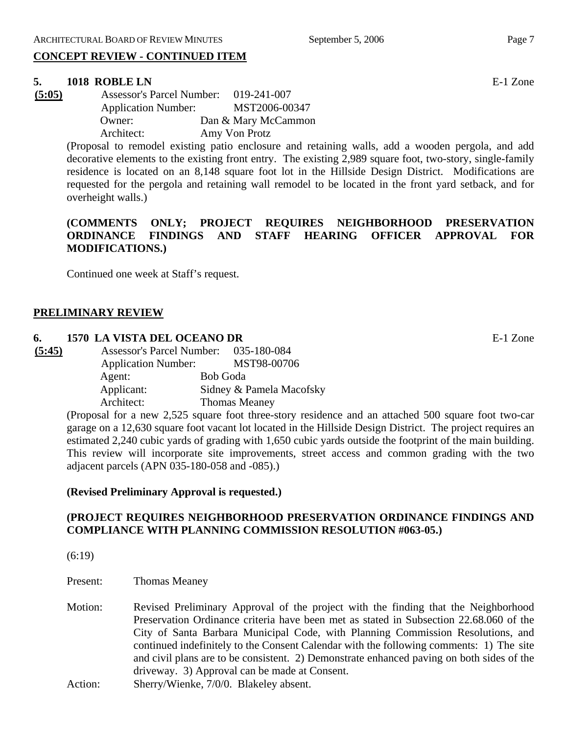**CONCEPT REVIEW - CONTINUED ITEM**

**5. 1018 ROBLE LN** E-1 Zone

**(5:05)**

Assessor's Parcel Number: 019-241-007
Application Number: MST2006-00347
Owner: Dan & Mary McCammon
Architect: Amy Von Protz

(Proposal to remodel existing patio enclosure and retaining walls, add a wooden pergola, and add decorative elements to the existing front entry. The existing 2,989 square foot, two-story, single-family residence is located on an 8,148 square foot lot in the Hillside Design District. Modifications are requested for the pergola and retaining wall remodel to be located in the front yard setback, and for overheight walls.)

**(COMMENTS ONLY; PROJECT REQUIRES NEIGHBORHOOD PRESERVATION ORDINANCE FINDINGS AND STAFF HEARING OFFICER APPROVAL FOR MODIFICATIONS.)**

Continued one week at Staff's request.

**PRELIMINARY REVIEW**

**6. 1570 LA VISTA DEL OCEANO DR** E-1 Zone

**(5:45)**

Assessor's Parcel Number: 035-180-084
Application Number: MST98-00706
Agent: Bob Goda
Applicant: Sidney & Pamela Macofsky
Architect: Thomas Meaney

(Proposal for a new 2,525 square foot three-story residence and an attached 500 square foot two-car garage on a 12,630 square foot vacant lot located in the Hillside Design District. The project requires an estimated 2,240 cubic yards of grading with 1,650 cubic yards outside the footprint of the main building. This review will incorporate site improvements, street access and common grading with the two adjacent parcels (APN 035-180-058 and -085).)

**(Revised Preliminary Approval is requested.)**

**(PROJECT REQUIRES NEIGHBORHOOD PRESERVATION ORDINANCE FINDINGS AND COMPLIANCE WITH PLANNING COMMISSION RESOLUTION #063-05.)**

(6:19)

Present: Thomas Meaney

Motion: Revised Preliminary Approval of the project with the finding that the Neighborhood Preservation Ordinance criteria have been met as stated in Subsection 22.68.060 of the City of Santa Barbara Municipal Code, with Planning Commission Resolutions, and continued indefinitely to the Consent Calendar with the following comments: 1) The site and civil plans are to be consistent. 2) Demonstrate enhanced paving on both sides of the driveway. 3) Approval can be made at Consent.

Action: Sherry/Wienke, 7/0/0. Blakeley absent.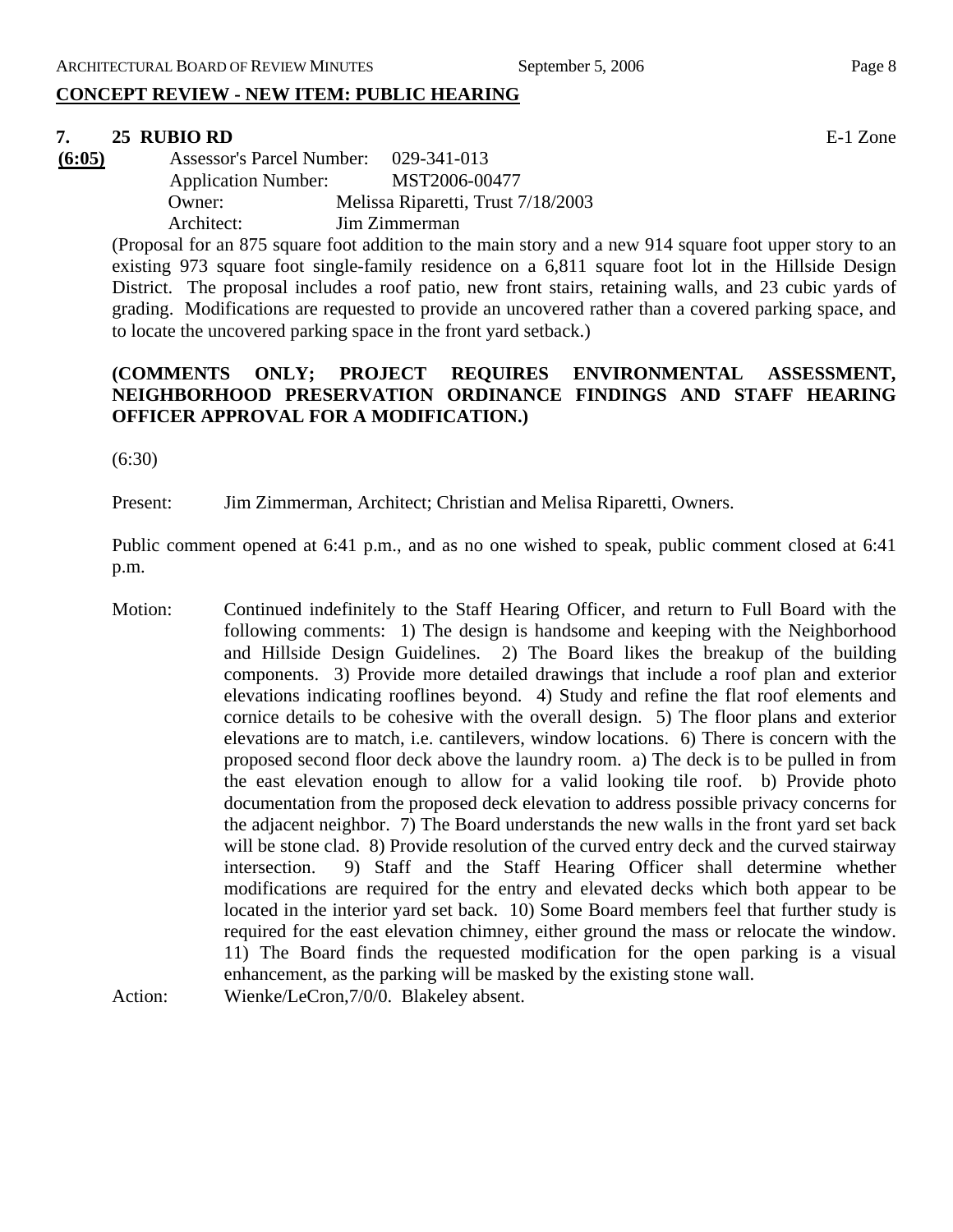## CONCEPT REVIEW - NEW ITEM: PUBLIC HEARING

### 7. 25 RUBIO RD E-1 Zone

**(6:05)**

Assessor's Parcel Number: 029-341-013
Application Number: MST2006-00477
Owner: Melissa Riparetti, Trust 7/18/2003
Architect: Jim Zimmerman

(Proposal for an 875 square foot addition to the main story and a new 914 square foot upper story to an existing 973 square foot single-family residence on a 6,811 square foot lot in the Hillside Design District. The proposal includes a roof patio, new front stairs, retaining walls, and 23 cubic yards of grading. Modifications are requested to provide an uncovered rather than a covered parking space, and to locate the uncovered parking space in the front yard setback.)

**(COMMENTS ONLY; PROJECT REQUIRES ENVIRONMENTAL ASSESSMENT, NEIGHBORHOOD PRESERVATION ORDINANCE FINDINGS AND STAFF HEARING OFFICER APPROVAL FOR A MODIFICATION.)**

(6:30)

Present: Jim Zimmerman, Architect; Christian and Melisa Riparetti, Owners.

Public comment opened at 6:41 p.m., and as no one wished to speak, public comment closed at 6:41 p.m.

Motion: Continued indefinitely to the Staff Hearing Officer, and return to Full Board with the following comments: 1) The design is handsome and keeping with the Neighborhood and Hillside Design Guidelines. 2) The Board likes the breakup of the building components. 3) Provide more detailed drawings that include a roof plan and exterior elevations indicating rooflines beyond. 4) Study and refine the flat roof elements and cornice details to be cohesive with the overall design. 5) The floor plans and exterior elevations are to match, i.e. cantilevers, window locations. 6) There is concern with the proposed second floor deck above the laundry room. a) The deck is to be pulled in from the east elevation enough to allow for a valid looking tile roof. b) Provide photo documentation from the proposed deck elevation to address possible privacy concerns for the adjacent neighbor. 7) The Board understands the new walls in the front yard set back will be stone clad. 8) Provide resolution of the curved entry deck and the curved stairway intersection. 9) Staff and the Staff Hearing Officer shall determine whether modifications are required for the entry and elevated decks which both appear to be located in the interior yard set back. 10) Some Board members feel that further study is required for the east elevation chimney, either ground the mass or relocate the window. 11) The Board finds the requested modification for the open parking is a visual enhancement, as the parking will be masked by the existing stone wall.

Action: Wienke/LeCron,7/0/0. Blakeley absent.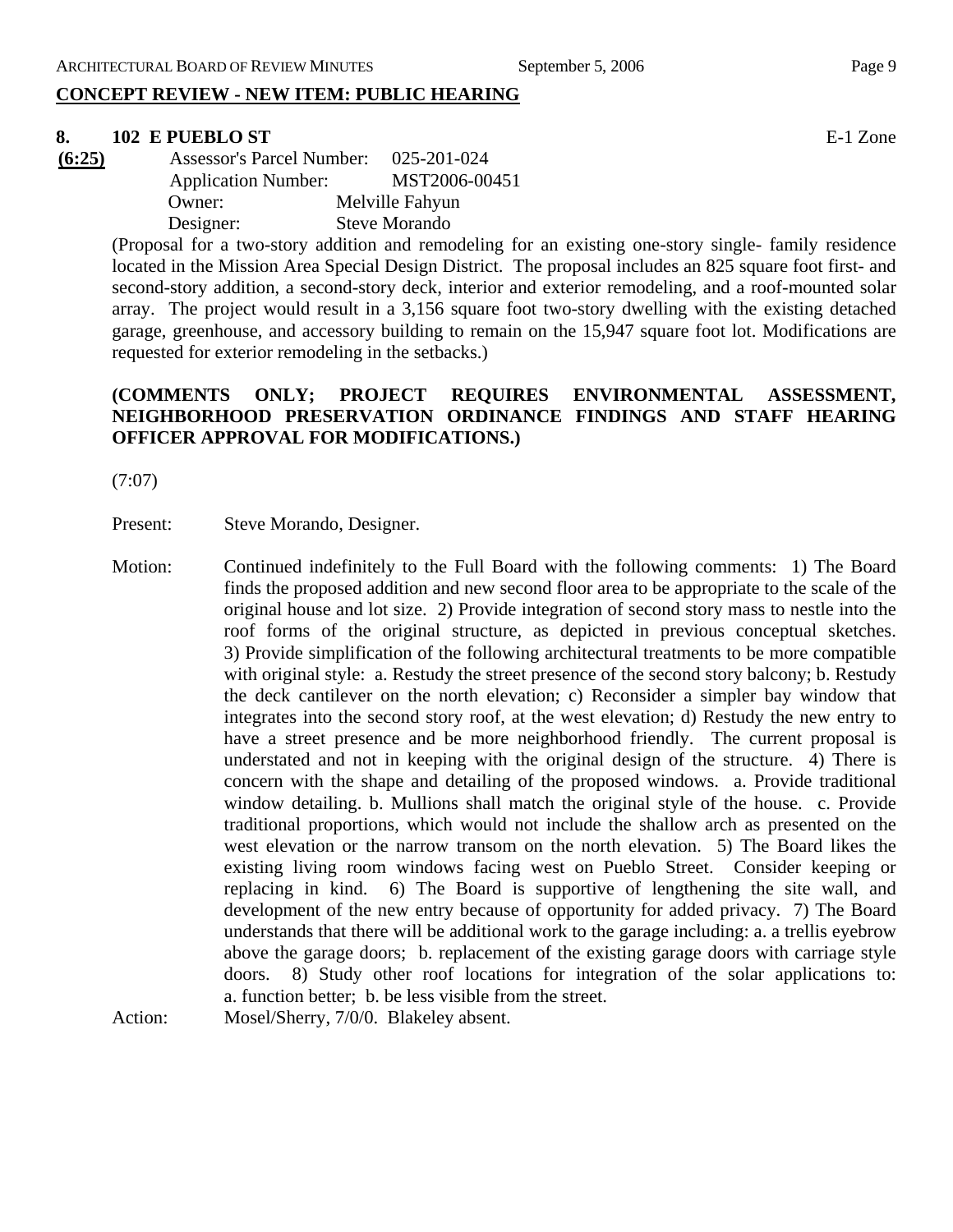## CONCEPT REVIEW - NEW ITEM: PUBLIC HEARING

**8. 102 E PUEBLO ST** E-1 Zone

**(6:25)**

Assessor's Parcel Number: 025-201-024
Application Number: MST2006-00451
Owner: Melville Fahyun
Designer: Steve Morando

(Proposal for a two-story addition and remodeling for an existing one-story single- family residence located in the Mission Area Special Design District. The proposal includes an 825 square foot first- and second-story addition, a second-story deck, interior and exterior remodeling, and a roof-mounted solar array. The project would result in a 3,156 square foot two-story dwelling with the existing detached garage, greenhouse, and accessory building to remain on the 15,947 square foot lot. Modifications are requested for exterior remodeling in the setbacks.)

**(COMMENTS ONLY; PROJECT REQUIRES ENVIRONMENTAL ASSESSMENT, NEIGHBORHOOD PRESERVATION ORDINANCE FINDINGS AND STAFF HEARING OFFICER APPROVAL FOR MODIFICATIONS.)**

(7:07)

Present: Steve Morando, Designer.

Motion: Continued indefinitely to the Full Board with the following comments: 1) The Board finds the proposed addition and new second floor area to be appropriate to the scale of the original house and lot size. 2) Provide integration of second story mass to nestle into the roof forms of the original structure, as depicted in previous conceptual sketches. 3) Provide simplification of the following architectural treatments to be more compatible with original style: a. Restudy the street presence of the second story balcony; b. Restudy the deck cantilever on the north elevation; c) Reconsider a simpler bay window that integrates into the second story roof, at the west elevation; d) Restudy the new entry to have a street presence and be more neighborhood friendly. The current proposal is understated and not in keeping with the original design of the structure. 4) There is concern with the shape and detailing of the proposed windows. a. Provide traditional window detailing. b. Mullions shall match the original style of the house. c. Provide traditional proportions, which would not include the shallow arch as presented on the west elevation or the narrow transom on the north elevation. 5) The Board likes the existing living room windows facing west on Pueblo Street. Consider keeping or replacing in kind. 6) The Board is supportive of lengthening the site wall, and development of the new entry because of opportunity for added privacy. 7) The Board understands that there will be additional work to the garage including: a. a trellis eyebrow above the garage doors; b. replacement of the existing garage doors with carriage style doors. 8) Study other roof locations for integration of the solar applications to: a. function better; b. be less visible from the street.

Action: Mosel/Sherry, 7/0/0. Blakeley absent.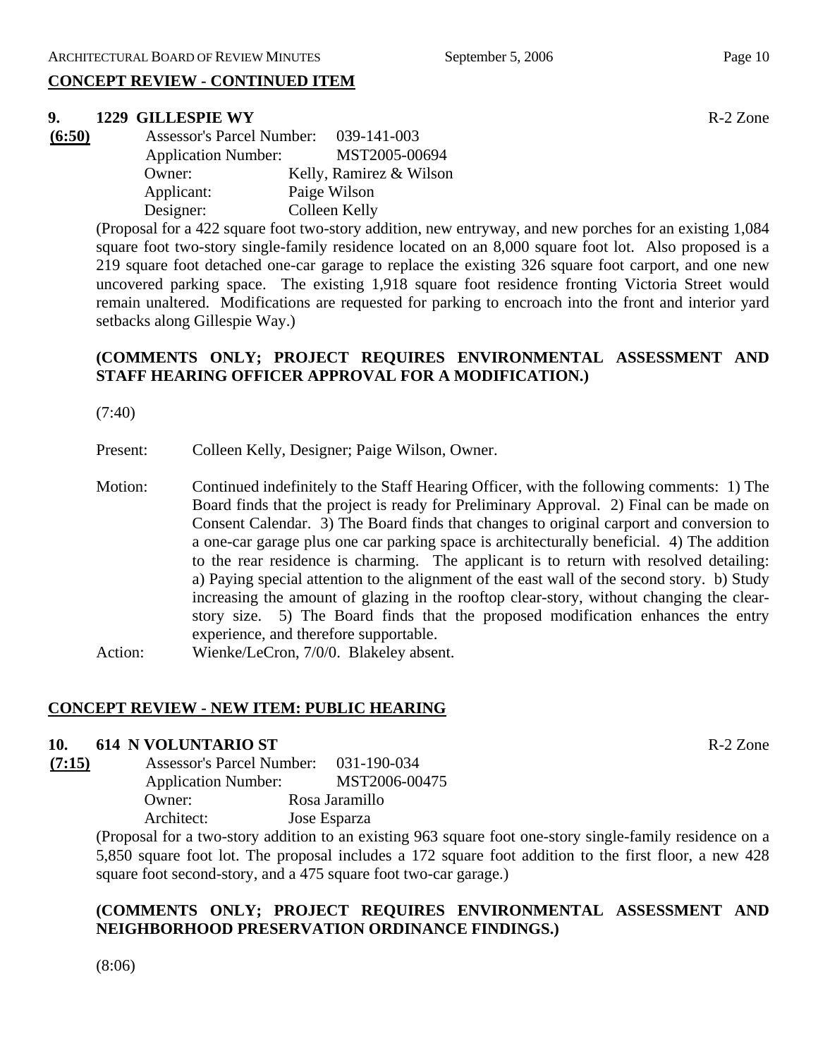## CONCEPT REVIEW - CONTINUED ITEM

**9. 1229 GILLESPIE WY** R-2 Zone

**(6:50)**

Assessor's Parcel Number: 039-141-003
Application Number: MST2005-00694
Owner: Kelly, Ramirez & Wilson
Applicant: Paige Wilson
Designer: Colleen Kelly

(Proposal for a 422 square foot two-story addition, new entryway, and new porches for an existing 1,084 square foot two-story single-family residence located on an 8,000 square foot lot. Also proposed is a 219 square foot detached one-car garage to replace the existing 326 square foot carport, and one new uncovered parking space. The existing 1,918 square foot residence fronting Victoria Street would remain unaltered. Modifications are requested for parking to encroach into the front and interior yard setbacks along Gillespie Way.)

**(COMMENTS ONLY; PROJECT REQUIRES ENVIRONMENTAL ASSESSMENT AND STAFF HEARING OFFICER APPROVAL FOR A MODIFICATION.)**

(7:40)

Present: Colleen Kelly, Designer; Paige Wilson, Owner.

Motion: Continued indefinitely to the Staff Hearing Officer, with the following comments: 1) The Board finds that the project is ready for Preliminary Approval. 2) Final can be made on Consent Calendar. 3) The Board finds that changes to original carport and conversion to a one-car garage plus one car parking space is architecturally beneficial. 4) The addition to the rear residence is charming. The applicant is to return with resolved detailing: a) Paying special attention to the alignment of the east wall of the second story. b) Study increasing the amount of glazing in the rooftop clear-story, without changing the clear-story size. 5) The Board finds that the proposed modification enhances the entry experience, and therefore supportable.

Action: Wienke/LeCron, 7/0/0. Blakeley absent.

## CONCEPT REVIEW - NEW ITEM: PUBLIC HEARING

**10. 614 N VOLUNTARIO ST** R-2 Zone

**(7:15)**

Assessor's Parcel Number: 031-190-034
Application Number: MST2006-00475
Owner: Rosa Jaramillo
Architect: Jose Esparza

(Proposal for a two-story addition to an existing 963 square foot one-story single-family residence on a 5,850 square foot lot. The proposal includes a 172 square foot addition to the first floor, a new 428 square foot second-story, and a 475 square foot two-car garage.)

**(COMMENTS ONLY; PROJECT REQUIRES ENVIRONMENTAL ASSESSMENT AND NEIGHBORHOOD PRESERVATION ORDINANCE FINDINGS.)**

(8:06)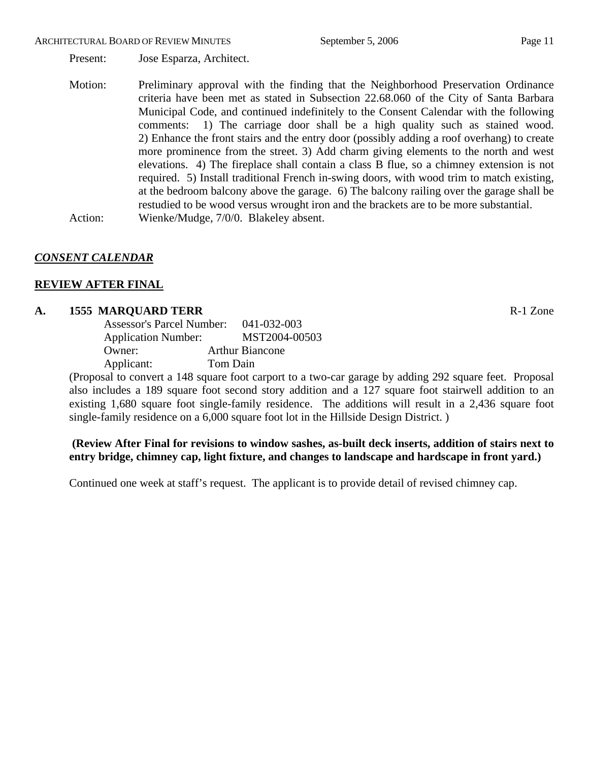Present: Jose Esparza, Architect.

Motion: Preliminary approval with the finding that the Neighborhood Preservation Ordinance criteria have been met as stated in Subsection 22.68.060 of the City of Santa Barbara Municipal Code, and continued indefinitely to the Consent Calendar with the following comments: 1) The carriage door shall be a high quality such as stained wood. 2) Enhance the front stairs and the entry door (possibly adding a roof overhang) to create more prominence from the street. 3) Add charm giving elements to the north and west elevations. 4) The fireplace shall contain a class B flue, so a chimney extension is not required. 5) Install traditional French in-swing doors, with wood trim to match existing, at the bedroom balcony above the garage. 6) The balcony railing over the garage shall be restudied to be wood versus wrought iron and the brackets are to be more substantial.

Action: Wienke/Mudge, 7/0/0. Blakeley absent.

## ***CONSENT CALENDAR***

## **REVIEW AFTER FINAL**

### **A. 1555 MARQUARD TERR** R-1 Zone

Assessor's Parcel Number: 041-032-003
Application Number: MST2004-00503
Owner: Arthur Biancone
Applicant: Tom Dain

(Proposal to convert a 148 square foot carport to a two-car garage by adding 292 square feet. Proposal also includes a 189 square foot second story addition and a 127 square foot stairwell addition to an existing 1,680 square foot single-family residence. The additions will result in a 2,436 square foot single-family residence on a 6,000 square foot lot in the Hillside Design District. )

**(Review After Final for revisions to window sashes, as-built deck inserts, addition of stairs next to entry bridge, chimney cap, light fixture, and changes to landscape and hardscape in front yard.)**

Continued one week at staff's request. The applicant is to provide detail of revised chimney cap.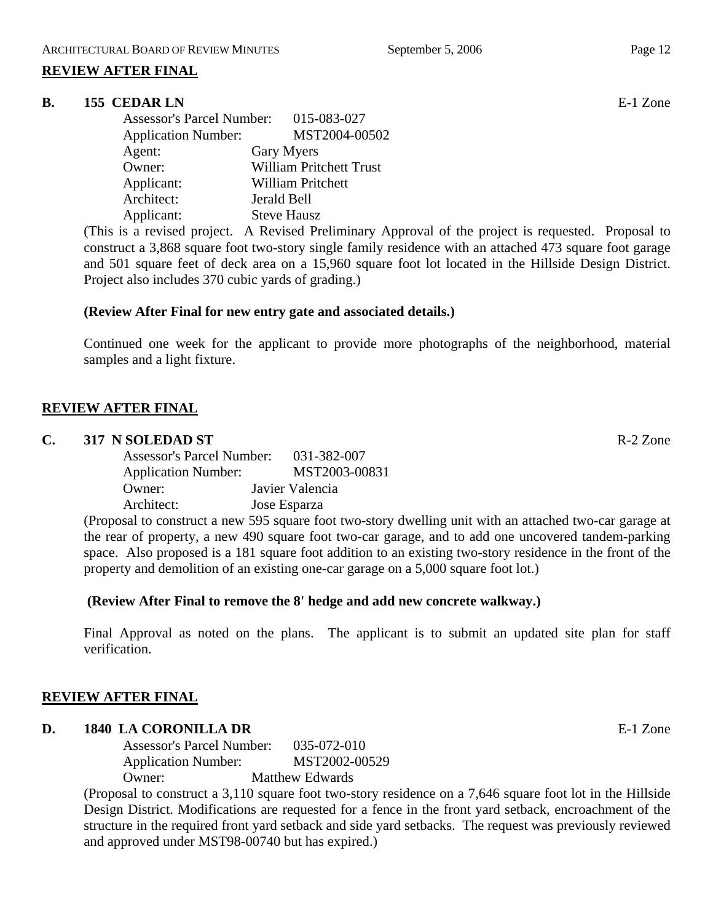## REVIEW AFTER FINAL

**B. 155 CEDAR LN** E-1 Zone

Assessor's Parcel Number: 015-083-027
Application Number: MST2004-00502
Agent: Gary Myers
Owner: William Pritchett Trust
Applicant: William Pritchett
Architect: Jerald Bell
Applicant: Steve Hausz

(This is a revised project. A Revised Preliminary Approval of the project is requested. Proposal to construct a 3,868 square foot two-story single family residence with an attached 473 square foot garage and 501 square feet of deck area on a 15,960 square foot lot located in the Hillside Design District. Project also includes 370 cubic yards of grading.)

**(Review After Final for new entry gate and associated details.)**

Continued one week for the applicant to provide more photographs of the neighborhood, material samples and a light fixture.

## REVIEW AFTER FINAL

**C. 317 N SOLEDAD ST** R-2 Zone

Assessor's Parcel Number: 031-382-007
Application Number: MST2003-00831
Owner: Javier Valencia
Architect: Jose Esparza

(Proposal to construct a new 595 square foot two-story dwelling unit with an attached two-car garage at the rear of property, a new 490 square foot two-car garage, and to add one uncovered tandem-parking space. Also proposed is a 181 square foot addition to an existing two-story residence in the front of the property and demolition of an existing one-car garage on a 5,000 square foot lot.)

**(Review After Final to remove the 8' hedge and add new concrete walkway.)**

Final Approval as noted on the plans. The applicant is to submit an updated site plan for staff verification.

## REVIEW AFTER FINAL

**D. 1840 LA CORONILLA DR** E-1 Zone

Assessor's Parcel Number: 035-072-010
Application Number: MST2002-00529
Owner: Matthew Edwards

(Proposal to construct a 3,110 square foot two-story residence on a 7,646 square foot lot in the Hillside Design District. Modifications are requested for a fence in the front yard setback, encroachment of the structure in the required front yard setback and side yard setbacks. The request was previously reviewed and approved under MST98-00740 but has expired.)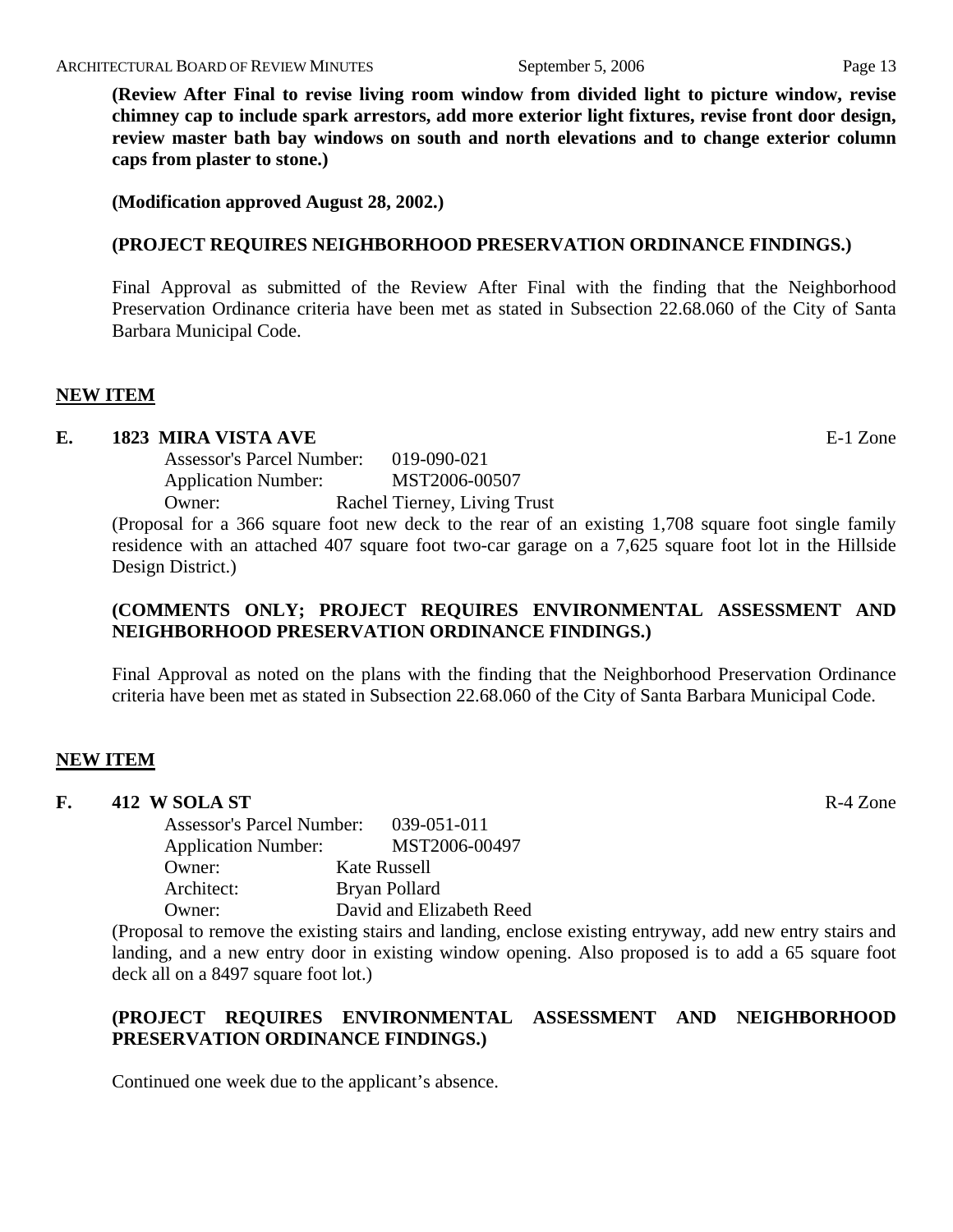**(Review After Final to revise living room window from divided light to picture window, revise chimney cap to include spark arrestors, add more exterior light fixtures, revise front door design, review master bath bay windows on south and north elevations and to change exterior column caps from plaster to stone.)**

**(Modification approved August 28, 2002.)**

**(PROJECT REQUIRES NEIGHBORHOOD PRESERVATION ORDINANCE FINDINGS.)**

Final Approval as submitted of the Review After Final with the finding that the Neighborhood Preservation Ordinance criteria have been met as stated in Subsection 22.68.060 of the City of Santa Barbara Municipal Code.

## NEW ITEM

**E. 1823 MIRA VISTA AVE** E-1 Zone

Assessor's Parcel Number: 019-090-021
Application Number: MST2006-00507
Owner: Rachel Tierney, Living Trust

(Proposal for a 366 square foot new deck to the rear of an existing 1,708 square foot single family residence with an attached 407 square foot two-car garage on a 7,625 square foot lot in the Hillside Design District.)

**(COMMENTS ONLY; PROJECT REQUIRES ENVIRONMENTAL ASSESSMENT AND NEIGHBORHOOD PRESERVATION ORDINANCE FINDINGS.)**

Final Approval as noted on the plans with the finding that the Neighborhood Preservation Ordinance criteria have been met as stated in Subsection 22.68.060 of the City of Santa Barbara Municipal Code.

## NEW ITEM

**F. 412 W SOLA ST** R-4 Zone

Assessor's Parcel Number: 039-051-011
Application Number: MST2006-00497
Owner: Kate Russell
Architect: Bryan Pollard
Owner: David and Elizabeth Reed

(Proposal to remove the existing stairs and landing, enclose existing entryway, add new entry stairs and landing, and a new entry door in existing window opening. Also proposed is to add a 65 square foot deck all on a 8497 square foot lot.)

**(PROJECT REQUIRES ENVIRONMENTAL ASSESSMENT AND NEIGHBORHOOD PRESERVATION ORDINANCE FINDINGS.)**

Continued one week due to the applicant's absence.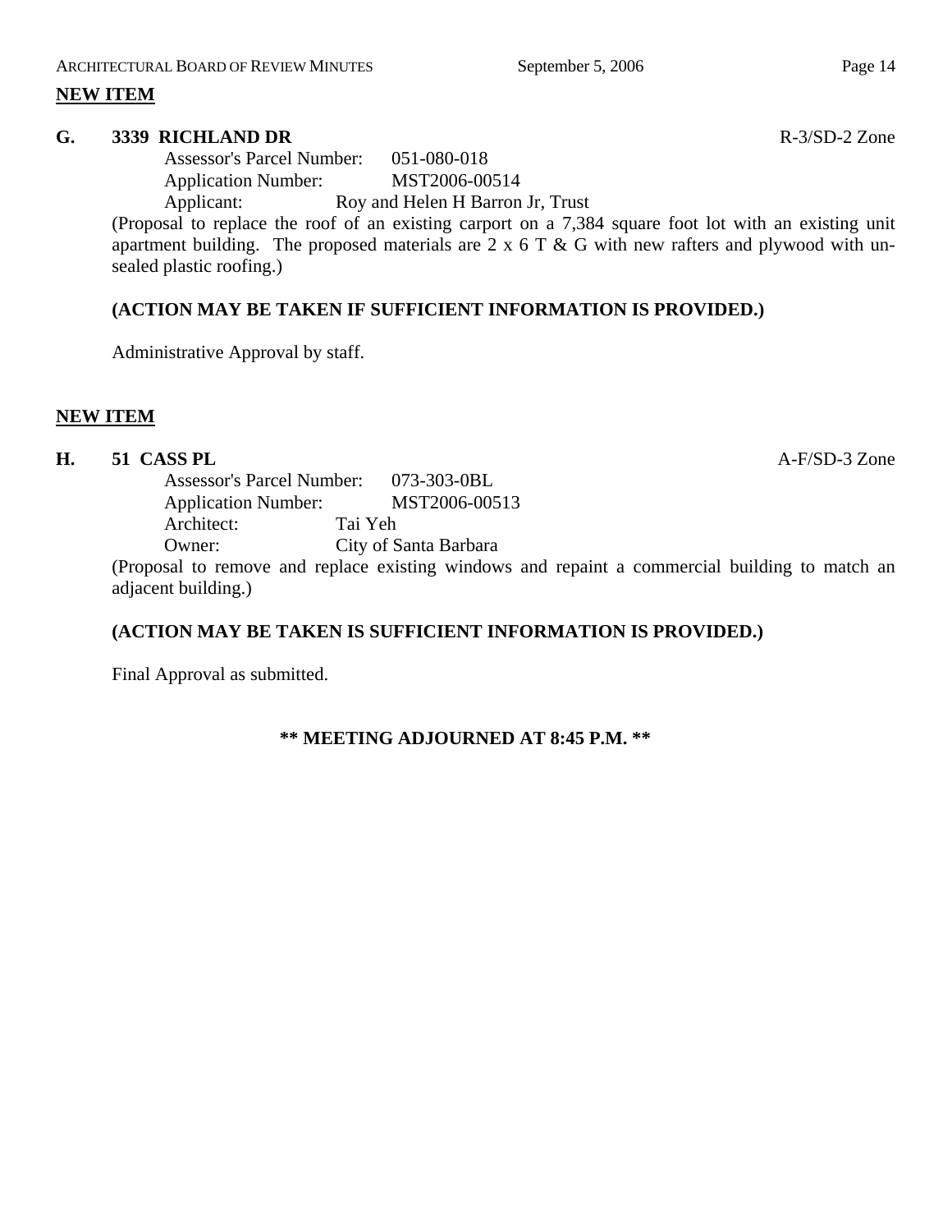## NEW ITEM

**G. 3339 RICHLAND DR** R-3/SD-2 Zone

Assessor's Parcel Number: 051-080-018
Application Number: MST2006-00514
Applicant: Roy and Helen H Barron Jr, Trust

(Proposal to replace the roof of an existing carport on a 7,384 square foot lot with an existing unit apartment building. The proposed materials are 2 x 6 T & G with new rafters and plywood with un-sealed plastic roofing.)

**(ACTION MAY BE TAKEN IF SUFFICIENT INFORMATION IS PROVIDED.)**

Administrative Approval by staff.

## NEW ITEM

**H. 51 CASS PL** A-F/SD-3 Zone

Assessor's Parcel Number: 073-303-0BL
Application Number: MST2006-00513
Architect: Tai Yeh
Owner: City of Santa Barbara

(Proposal to remove and replace existing windows and repaint a commercial building to match an adjacent building.)

**(ACTION MAY BE TAKEN IS SUFFICIENT INFORMATION IS PROVIDED.)**

Final Approval as submitted.

**\*\* MEETING ADJOURNED AT 8:45 P.M. \*\***